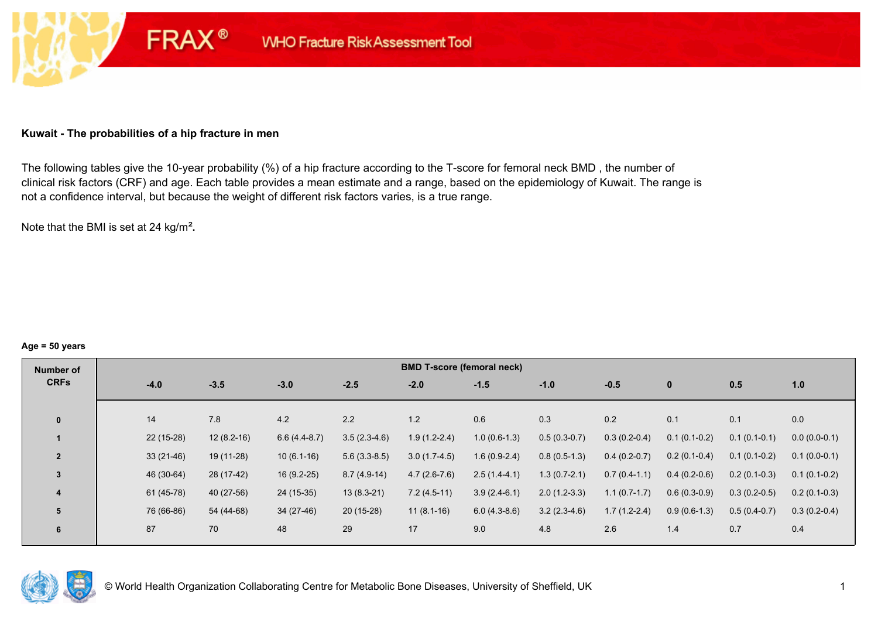**Kuwait - The probabilities of a hip fracture in men**

The following tables give the 10-year probability (%) of a hip fracture according to the T-score for femoral neck BMD , the number of clinical risk factors (CRF) and age. Each table provides a mean estimate and a range, based on the epidemiology of Kuwait. The range is not a confidence interval, but because the weight of different risk factors varies, is a true range.

Note that the BMI is set at 24 kg/m².

**Age = 50 years**

| Number of CRFs | BMD T-score (femoral neck) | | | | | | | | | | |
|---|---|---|---|---|---|---|---|---|---|---|---|
| | -4.0 | -3.5 | -3.0 | -2.5 | -2.0 | -1.5 | -1.0 | -0.5 | 0 | 0.5 | 1.0 |
| 0 | 14 | 7.8 | 4.2 | 2.2 | 1.2 | 0.6 | 0.3 | 0.2 | 0.1 | 0.1 | 0.0 |
| 1 | 22 (15-28) | 12 (8.2-16) | 6.6 (4.4-8.7) | 3.5 (2.3-4.6) | 1.9 (1.2-2.4) | 1.0 (0.6-1.3) | 0.5 (0.3-0.7) | 0.3 (0.2-0.4) | 0.1 (0.1-0.2) | 0.1 (0.1-0.1) | 0.0 (0.0-0.1) |
| 2 | 33 (21-46) | 19 (11-28) | 10 (6.1-16) | 5.6 (3.3-8.5) | 3.0 (1.7-4.5) | 1.6 (0.9-2.4) | 0.8 (0.5-1.3) | 0.4 (0.2-0.7) | 0.2 (0.1-0.4) | 0.1 (0.1-0.2) | 0.1 (0.0-0.1) |
| 3 | 46 (30-64) | 28 (17-42) | 16 (9.2-25) | 8.7 (4.9-14) | 4.7 (2.6-7.6) | 2.5 (1.4-4.1) | 1.3 (0.7-2.1) | 0.7 (0.4-1.1) | 0.4 (0.2-0.6) | 0.2 (0.1-0.3) | 0.1 (0.1-0.2) |
| 4 | 61 (45-78) | 40 (27-56) | 24 (15-35) | 13 (8.3-21) | 7.2 (4.5-11) | 3.9 (2.4-6.1) | 2.0 (1.2-3.3) | 1.1 (0.7-1.7) | 0.6 (0.3-0.9) | 0.3 (0.2-0.5) | 0.2 (0.1-0.3) |
| 5 | 76 (66-86) | 54 (44-68) | 34 (27-46) | 20 (15-28) | 11 (8.1-16) | 6.0 (4.3-8.6) | 3.2 (2.3-4.6) | 1.7 (1.2-2.4) | 0.9 (0.6-1.3) | 0.5 (0.4-0.7) | 0.3 (0.2-0.4) |
| 6 | 87 | 70 | 48 | 29 | 17 | 9.0 | 4.8 | 2.6 | 1.4 | 0.7 | 0.4 |

© World Health Organization Collaborating Centre for Metabolic Bone Diseases, University of Sheffield, UK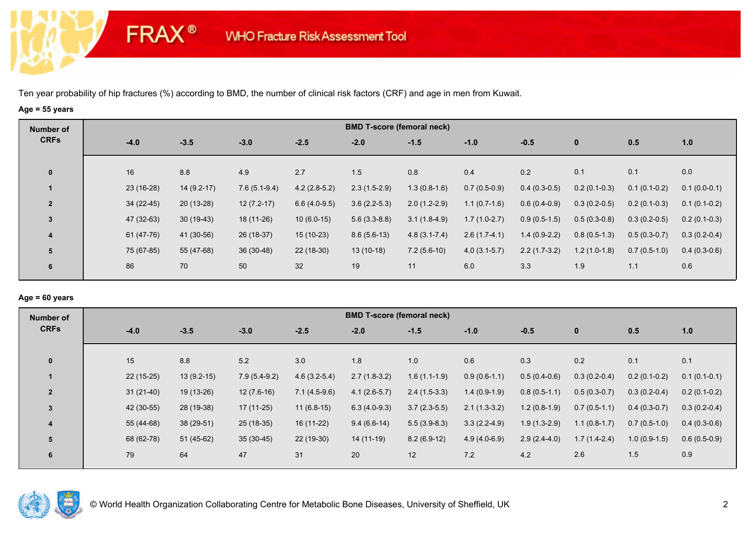FRAX® WHO Fracture Risk Assessment Tool

Ten year probability of hip fractures (%) according to BMD, the number of clinical risk factors (CRF) and age in men from Kuwait.

**Age = 55 years**

| Number of CRFs | BMD T-score (femoral neck) | | | | | | | | | | |
|---|---|---|---|---|---|---|---|---|---|---|---|
| | -4.0 | -3.5 | -3.0 | -2.5 | -2.0 | -1.5 | -1.0 | -0.5 | 0 | 0.5 | 1.0 |
| 0 | 16 | 8.8 | 4.9 | 2.7 | 1.5 | 0.8 | 0.4 | 0.2 | 0.1 | 0.1 | 0.0 |
| 1 | 23 (16-28) | 14 (9.2-17) | 7.6 (5.1-9.4) | 4.2 (2.8-5.2) | 2.3 (1.5-2.9) | 1.3 (0.8-1.6) | 0.7 (0.5-0.9) | 0.4 (0.3-0.5) | 0.2 (0.1-0.3) | 0.1 (0.1-0.2) | 0.1 (0.0-0.1) |
| 2 | 34 (22-45) | 20 (13-28) | 12 (7.2-17) | 6.6 (4.0-9.5) | 3.6 (2.2-5.3) | 2.0 (1.2-2.9) | 1.1 (0.7-1.6) | 0.6 (0.4-0.9) | 0.3 (0.2-0.5) | 0.2 (0.1-0.3) | 0.1 (0.1-0.2) |
| 3 | 47 (32-63) | 30 (19-43) | 18 (11-26) | 10 (6.0-15) | 5.6 (3.3-8.8) | 3.1 (1.8-4.9) | 1.7 (1.0-2.7) | 0.9 (0.5-1.5) | 0.5 (0.3-0.8) | 0.3 (0.2-0.5) | 0.2 (0.1-0.3) |
| 4 | 61 (47-76) | 41 (30-56) | 26 (18-37) | 15 (10-23) | 8.6 (5.6-13) | 4.8 (3.1-7.4) | 2.6 (1.7-4.1) | 1.4 (0.9-2.2) | 0.8 (0.5-1.3) | 0.5 (0.3-0.7) | 0.3 (0.2-0.4) |
| 5 | 75 (67-85) | 55 (47-68) | 36 (30-48) | 22 (18-30) | 13 (10-18) | 7.2 (5.6-10) | 4.0 (3.1-5.7) | 2.2 (1.7-3.2) | 1.2 (1.0-1.8) | 0.7 (0.5-1.0) | 0.4 (0.3-0.6) |
| 6 | 86 | 70 | 50 | 32 | 19 | 11 | 6.0 | 3.3 | 1.9 | 1.1 | 0.6 |

**Age = 60 years**

| Number of CRFs | BMD T-score (femoral neck) | | | | | | | | | | |
|---|---|---|---|---|---|---|---|---|---|---|---|
| | -4.0 | -3.5 | -3.0 | -2.5 | -2.0 | -1.5 | -1.0 | -0.5 | 0 | 0.5 | 1.0 |
| 0 | 15 | 8.8 | 5.2 | 3.0 | 1.8 | 1.0 | 0.6 | 0.3 | 0.2 | 0.1 | 0.1 |
| 1 | 22 (15-25) | 13 (9.2-15) | 7.9 (5.4-9.2) | 4.6 (3.2-5.4) | 2.7 (1.8-3.2) | 1.6 (1.1-1.9) | 0.9 (0.6-1.1) | 0.5 (0.4-0.6) | 0.3 (0.2-0.4) | 0.2 (0.1-0.2) | 0.1 (0.1-0.1) |
| 2 | 31 (21-40) | 19 (13-26) | 12 (7.6-16) | 7.1 (4.5-9.6) | 4.1 (2.6-5.7) | 2.4 (1.5-3.3) | 1.4 (0.9-1.9) | 0.8 (0.5-1.1) | 0.5 (0.3-0.7) | 0.3 (0.2-0.4) | 0.2 (0.1-0.2) |
| 3 | 42 (30-55) | 28 (19-38) | 17 (11-25) | 11 (6.8-15) | 6.3 (4.0-9.3) | 3.7 (2.3-5.5) | 2.1 (1.3-3.2) | 1.2 (0.8-1.9) | 0.7 (0.5-1.1) | 0.4 (0.3-0.7) | 0.3 (0.2-0.4) |
| 4 | 55 (44-68) | 38 (29-51) | 25 (18-35) | 16 (11-22) | 9.4 (6.6-14) | 5.5 (3.9-8.3) | 3.3 (2.2-4.9) | 1.9 (1.3-2.9) | 1.1 (0.8-1.7) | 0.7 (0.5-1.0) | 0.4 (0.3-0.6) |
| 5 | 68 (62-78) | 51 (45-62) | 35 (30-45) | 22 (19-30) | 14 (11-19) | 8.2 (6.9-12) | 4.9 (4.0-6.9) | 2.9 (2.4-4.0) | 1.7 (1.4-2.4) | 1.0 (0.9-1.5) | 0.6 (0.5-0.9) |
| 6 | 79 | 64 | 47 | 31 | 20 | 12 | 7.2 | 4.2 | 2.6 | 1.5 | 0.9 |

© World Health Organization Collaborating Centre for Metabolic Bone Diseases, University of Sheffield, UK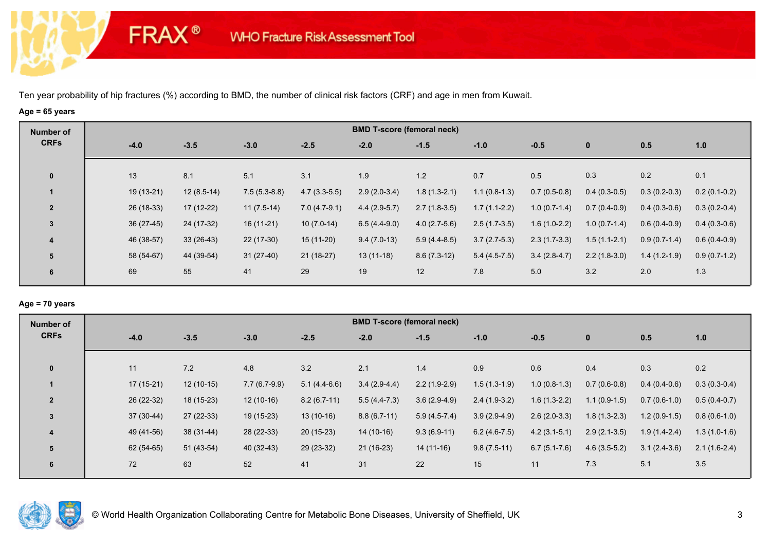# FRAX® WHO Fracture Risk Assessment Tool

Ten year probability of hip fractures (%) according to BMD, the number of clinical risk factors (CRF) and age in men from Kuwait.

**Age = 65 years**

| Number of CRFs | BMD T-score (femoral neck) | | | | | | | | | | |
|---|---|---|---|---|---|---|---|---|---|---|---|
| | **-4.0** | **-3.5** | **-3.0** | **-2.5** | **-2.0** | **-1.5** | **-1.0** | **-0.5** | **0** | **0.5** | **1.0** |
| **0** | 13 | 8.1 | 5.1 | 3.1 | 1.9 | 1.2 | 0.7 | 0.5 | 0.3 | 0.2 | 0.1 |
| **1** | 19 (13-21) | 12 (8.5-14) | 7.5 (5.3-8.8) | 4.7 (3.3-5.5) | 2.9 (2.0-3.4) | 1.8 (1.3-2.1) | 1.1 (0.8-1.3) | 0.7 (0.5-0.8) | 0.4 (0.3-0.5) | 0.3 (0.2-0.3) | 0.2 (0.1-0.2) |
| **2** | 26 (18-33) | 17 (12-22) | 11 (7.5-14) | 7.0 (4.7-9.1) | 4.4 (2.9-5.7) | 2.7 (1.8-3.5) | 1.7 (1.1-2.2) | 1.0 (0.7-1.4) | 0.7 (0.4-0.9) | 0.4 (0.3-0.6) | 0.3 (0.2-0.4) |
| **3** | 36 (27-45) | 24 (17-32) | 16 (11-21) | 10 (7.0-14) | 6.5 (4.4-9.0) | 4.0 (2.7-5.6) | 2.5 (1.7-3.5) | 1.6 (1.0-2.2) | 1.0 (0.7-1.4) | 0.6 (0.4-0.9) | 0.4 (0.3-0.6) |
| **4** | 46 (38-57) | 33 (26-43) | 22 (17-30) | 15 (11-20) | 9.4 (7.0-13) | 5.9 (4.4-8.5) | 3.7 (2.7-5.3) | 2.3 (1.7-3.3) | 1.5 (1.1-2.1) | 0.9 (0.7-1.4) | 0.6 (0.4-0.9) |
| **5** | 58 (54-67) | 44 (39-54) | 31 (27-40) | 21 (18-27) | 13 (11-18) | 8.6 (7.3-12) | 5.4 (4.5-7.5) | 3.4 (2.8-4.7) | 2.2 (1.8-3.0) | 1.4 (1.2-1.9) | 0.9 (0.7-1.2) |
| **6** | 69 | 55 | 41 | 29 | 19 | 12 | 7.8 | 5.0 | 3.2 | 2.0 | 1.3 |

**Age = 70 years**

| Number of CRFs | BMD T-score (femoral neck) | | | | | | | | | | |
|---|---|---|---|---|---|---|---|---|---|---|---|
| | **-4.0** | **-3.5** | **-3.0** | **-2.5** | **-2.0** | **-1.5** | **-1.0** | **-0.5** | **0** | **0.5** | **1.0** |
| **0** | 11 | 7.2 | 4.8 | 3.2 | 2.1 | 1.4 | 0.9 | 0.6 | 0.4 | 0.3 | 0.2 |
| **1** | 17 (15-21) | 12 (10-15) | 7.7 (6.7-9.9) | 5.1 (4.4-6.6) | 3.4 (2.9-4.4) | 2.2 (1.9-2.9) | 1.5 (1.3-1.9) | 1.0 (0.8-1.3) | 0.7 (0.6-0.8) | 0.4 (0.4-0.6) | 0.3 (0.3-0.4) |
| **2** | 26 (22-32) | 18 (15-23) | 12 (10-16) | 8.2 (6.7-11) | 5.5 (4.4-7.3) | 3.6 (2.9-4.9) | 2.4 (1.9-3.2) | 1.6 (1.3-2.2) | 1.1 (0.9-1.5) | 0.7 (0.6-1.0) | 0.5 (0.4-0.7) |
| **3** | 37 (30-44) | 27 (22-33) | 19 (15-23) | 13 (10-16) | 8.8 (6.7-11) | 5.9 (4.5-7.4) | 3.9 (2.9-4.9) | 2.6 (2.0-3.3) | 1.8 (1.3-2.3) | 1.2 (0.9-1.5) | 0.8 (0.6-1.0) |
| **4** | 49 (41-56) | 38 (31-44) | 28 (22-33) | 20 (15-23) | 14 (10-16) | 9.3 (6.9-11) | 6.2 (4.6-7.5) | 4.2 (3.1-5.1) | 2.9 (2.1-3.5) | 1.9 (1.4-2.4) | 1.3 (1.0-1.6) |
| **5** | 62 (54-65) | 51 (43-54) | 40 (32-43) | 29 (23-32) | 21 (16-23) | 14 (11-16) | 9.8 (7.5-11) | 6.7 (5.1-7.6) | 4.6 (3.5-5.2) | 3.1 (2.4-3.6) | 2.1 (1.6-2.4) |
| **6** | 72 | 63 | 52 | 41 | 31 | 22 | 15 | 11 | 7.3 | 5.1 | 3.5 |

© World Health Organization Collaborating Centre for Metabolic Bone Diseases, University of Sheffield, UK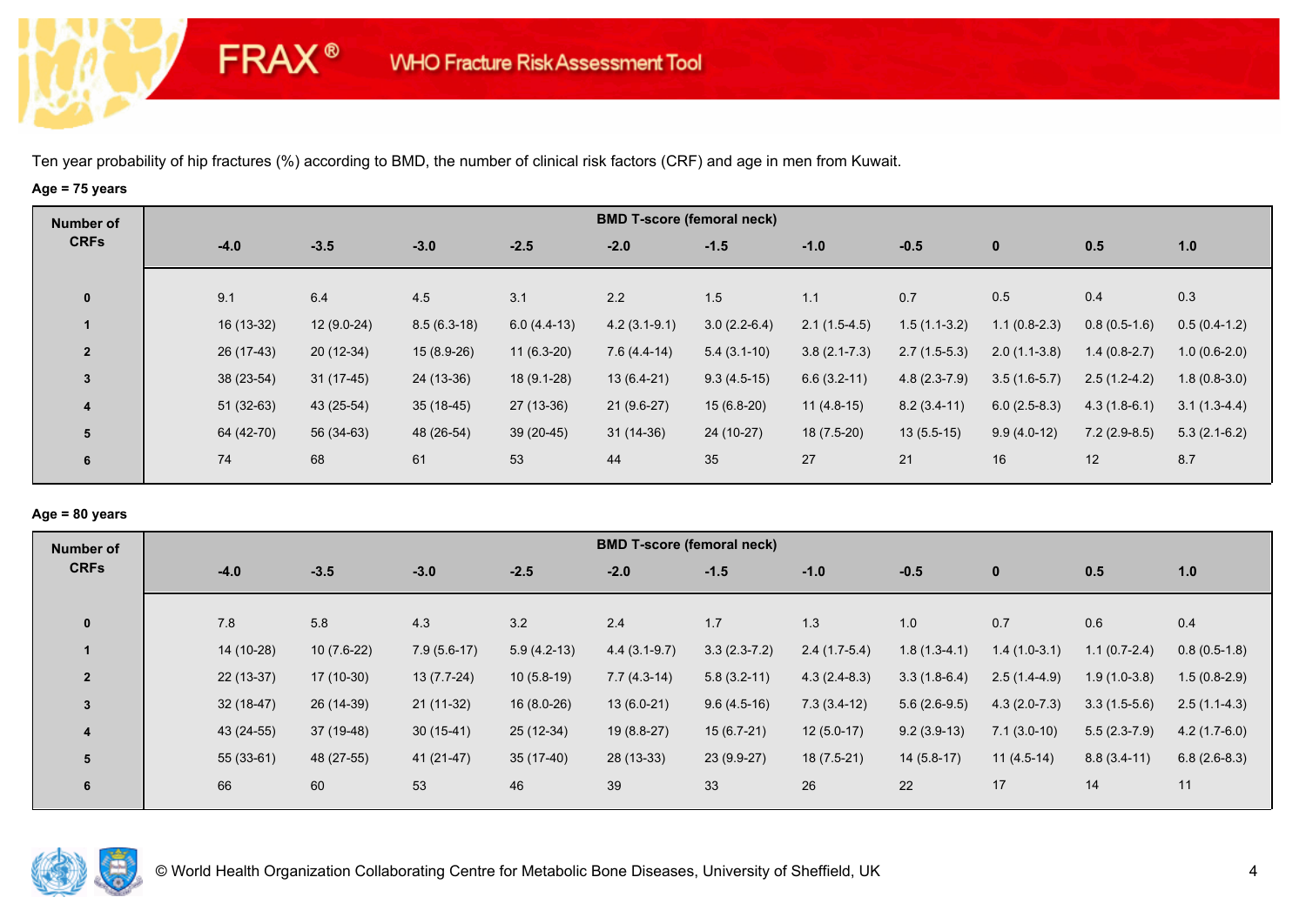Ten year probability of hip fractures (%) according to BMD, the number of clinical risk factors (CRF) and age in men from Kuwait.

**Age = 75 years**

| Number of CRFs | BMD T-score (femoral neck) | | | | | | | | | | |
|---|---|---|---|---|---|---|---|---|---|---|---|
| | -4.0 | -3.5 | -3.0 | -2.5 | -2.0 | -1.5 | -1.0 | -0.5 | 0 | 0.5 | 1.0 |
| 0 | 9.1 | 6.4 | 4.5 | 3.1 | 2.2 | 1.5 | 1.1 | 0.7 | 0.5 | 0.4 | 0.3 |
| 1 | 16 (13-32) | 12 (9.0-24) | 8.5 (6.3-18) | 6.0 (4.4-13) | 4.2 (3.1-9.1) | 3.0 (2.2-6.4) | 2.1 (1.5-4.5) | 1.5 (1.1-3.2) | 1.1 (0.8-2.3) | 0.8 (0.5-1.6) | 0.5 (0.4-1.2) |
| 2 | 26 (17-43) | 20 (12-34) | 15 (8.9-26) | 11 (6.3-20) | 7.6 (4.4-14) | 5.4 (3.1-10) | 3.8 (2.1-7.3) | 2.7 (1.5-5.3) | 2.0 (1.1-3.8) | 1.4 (0.8-2.7) | 1.0 (0.6-2.0) |
| 3 | 38 (23-54) | 31 (17-45) | 24 (13-36) | 18 (9.1-28) | 13 (6.4-21) | 9.3 (4.5-15) | 6.6 (3.2-11) | 4.8 (2.3-7.9) | 3.5 (1.6-5.7) | 2.5 (1.2-4.2) | 1.8 (0.8-3.0) |
| 4 | 51 (32-63) | 43 (25-54) | 35 (18-45) | 27 (13-36) | 21 (9.6-27) | 15 (6.8-20) | 11 (4.8-15) | 8.2 (3.4-11) | 6.0 (2.5-8.3) | 4.3 (1.8-6.1) | 3.1 (1.3-4.4) |
| 5 | 64 (42-70) | 56 (34-63) | 48 (26-54) | 39 (20-45) | 31 (14-36) | 24 (10-27) | 18 (7.5-20) | 13 (5.5-15) | 9.9 (4.0-12) | 7.2 (2.9-8.5) | 5.3 (2.1-6.2) |
| 6 | 74 | 68 | 61 | 53 | 44 | 35 | 27 | 21 | 16 | 12 | 8.7 |

**Age = 80 years**

| Number of CRFs | BMD T-score (femoral neck) | | | | | | | | | | |
|---|---|---|---|---|---|---|---|---|---|---|---|
| | -4.0 | -3.5 | -3.0 | -2.5 | -2.0 | -1.5 | -1.0 | -0.5 | 0 | 0.5 | 1.0 |
| 0 | 7.8 | 5.8 | 4.3 | 3.2 | 2.4 | 1.7 | 1.3 | 1.0 | 0.7 | 0.6 | 0.4 |
| 1 | 14 (10-28) | 10 (7.6-22) | 7.9 (5.6-17) | 5.9 (4.2-13) | 4.4 (3.1-9.7) | 3.3 (2.3-7.2) | 2.4 (1.7-5.4) | 1.8 (1.3-4.1) | 1.4 (1.0-3.1) | 1.1 (0.7-2.4) | 0.8 (0.5-1.8) |
| 2 | 22 (13-37) | 17 (10-30) | 13 (7.7-24) | 10 (5.8-19) | 7.7 (4.3-14) | 5.8 (3.2-11) | 4.3 (2.4-8.3) | 3.3 (1.8-6.4) | 2.5 (1.4-4.9) | 1.9 (1.0-3.8) | 1.5 (0.8-2.9) |
| 3 | 32 (18-47) | 26 (14-39) | 21 (11-32) | 16 (8.0-26) | 13 (6.0-21) | 9.6 (4.5-16) | 7.3 (3.4-12) | 5.6 (2.6-9.5) | 4.3 (2.0-7.3) | 3.3 (1.5-5.6) | 2.5 (1.1-4.3) |
| 4 | 43 (24-55) | 37 (19-48) | 30 (15-41) | 25 (12-34) | 19 (8.8-27) | 15 (6.7-21) | 12 (5.0-17) | 9.2 (3.9-13) | 7.1 (3.0-10) | 5.5 (2.3-7.9) | 4.2 (1.7-6.0) |
| 5 | 55 (33-61) | 48 (27-55) | 41 (21-47) | 35 (17-40) | 28 (13-33) | 23 (9.9-27) | 18 (7.5-21) | 14 (5.8-17) | 11 (4.5-14) | 8.8 (3.4-11) | 6.8 (2.6-8.3) |
| 6 | 66 | 60 | 53 | 46 | 39 | 33 | 26 | 22 | 17 | 14 | 11 |

© World Health Organization Collaborating Centre for Metabolic Bone Diseases, University of Sheffield, UK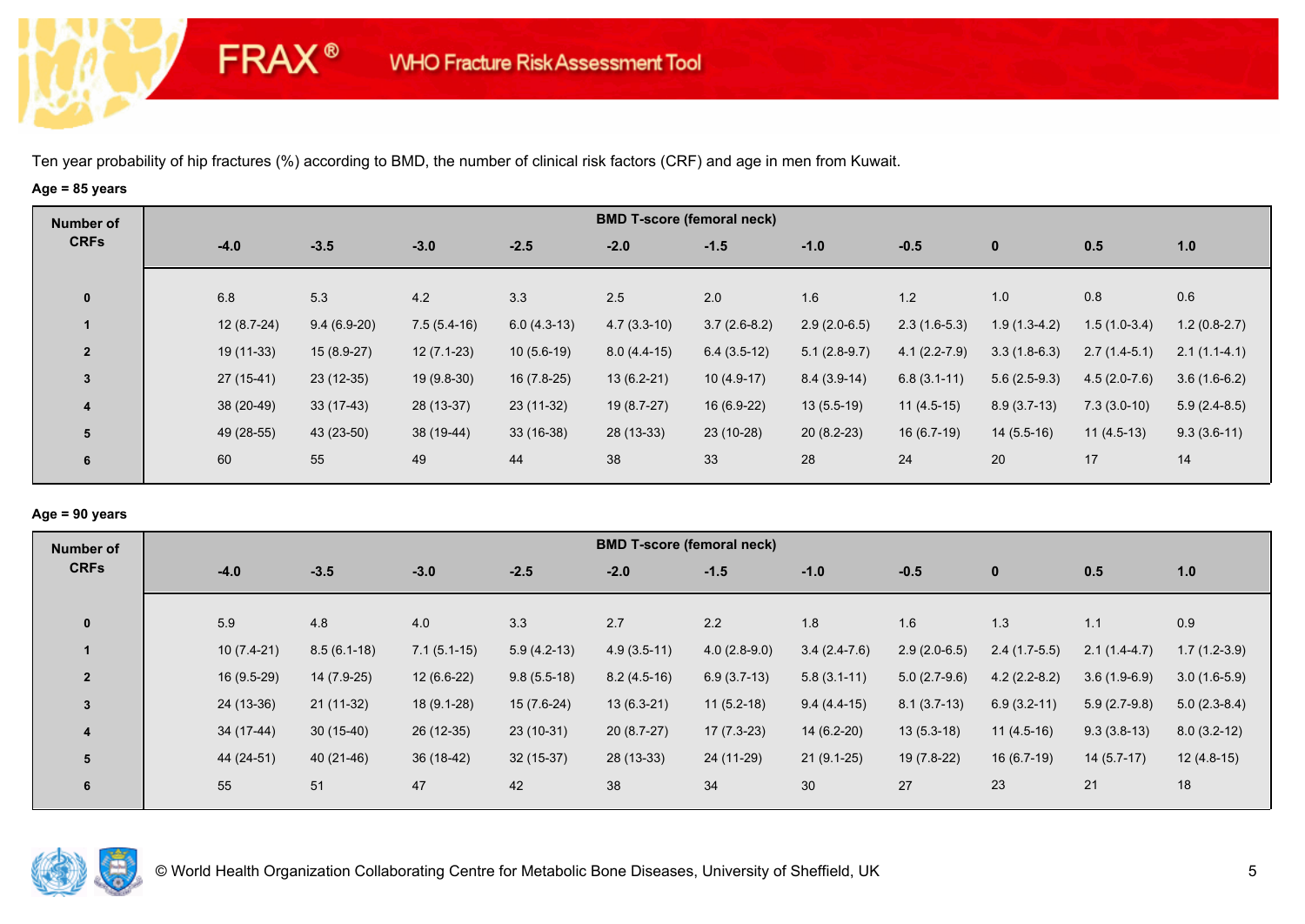FRAX® WHO Fracture Risk Assessment Tool

Ten year probability of hip fractures (%) according to BMD, the number of clinical risk factors (CRF) and age in men from Kuwait.

**Age = 85 years**

| Number of CRFs | BMD T-score (femoral neck) | | | | | | | | | | |
|---|---|---|---|---|---|---|---|---|---|---|---|
| | -4.0 | -3.5 | -3.0 | -2.5 | -2.0 | -1.5 | -1.0 | -0.5 | 0 | 0.5 | 1.0 |
| 0 | 6.8 | 5.3 | 4.2 | 3.3 | 2.5 | 2.0 | 1.6 | 1.2 | 1.0 | 0.8 | 0.6 |
| 1 | 12 (8.7-24) | 9.4 (6.9-20) | 7.5 (5.4-16) | 6.0 (4.3-13) | 4.7 (3.3-10) | 3.7 (2.6-8.2) | 2.9 (2.0-6.5) | 2.3 (1.6-5.3) | 1.9 (1.3-4.2) | 1.5 (1.0-3.4) | 1.2 (0.8-2.7) |
| 2 | 19 (11-33) | 15 (8.9-27) | 12 (7.1-23) | 10 (5.6-19) | 8.0 (4.4-15) | 6.4 (3.5-12) | 5.1 (2.8-9.7) | 4.1 (2.2-7.9) | 3.3 (1.8-6.3) | 2.7 (1.4-5.1) | 2.1 (1.1-4.1) |
| 3 | 27 (15-41) | 23 (12-35) | 19 (9.8-30) | 16 (7.8-25) | 13 (6.2-21) | 10 (4.9-17) | 8.4 (3.9-14) | 6.8 (3.1-11) | 5.6 (2.5-9.3) | 4.5 (2.0-7.6) | 3.6 (1.6-6.2) |
| 4 | 38 (20-49) | 33 (17-43) | 28 (13-37) | 23 (11-32) | 19 (8.7-27) | 16 (6.9-22) | 13 (5.5-19) | 11 (4.5-15) | 8.9 (3.7-13) | 7.3 (3.0-10) | 5.9 (2.4-8.5) |
| 5 | 49 (28-55) | 43 (23-50) | 38 (19-44) | 33 (16-38) | 28 (13-33) | 23 (10-28) | 20 (8.2-23) | 16 (6.7-19) | 14 (5.5-16) | 11 (4.5-13) | 9.3 (3.6-11) |
| 6 | 60 | 55 | 49 | 44 | 38 | 33 | 28 | 24 | 20 | 17 | 14 |

**Age = 90 years**

| Number of CRFs | BMD T-score (femoral neck) | | | | | | | | | | |
|---|---|---|---|---|---|---|---|---|---|---|---|
| | -4.0 | -3.5 | -3.0 | -2.5 | -2.0 | -1.5 | -1.0 | -0.5 | 0 | 0.5 | 1.0 |
| 0 | 5.9 | 4.8 | 4.0 | 3.3 | 2.7 | 2.2 | 1.8 | 1.6 | 1.3 | 1.1 | 0.9 |
| 1 | 10 (7.4-21) | 8.5 (6.1-18) | 7.1 (5.1-15) | 5.9 (4.2-13) | 4.9 (3.5-11) | 4.0 (2.8-9.0) | 3.4 (2.4-7.6) | 2.9 (2.0-6.5) | 2.4 (1.7-5.5) | 2.1 (1.4-4.7) | 1.7 (1.2-3.9) |
| 2 | 16 (9.5-29) | 14 (7.9-25) | 12 (6.6-22) | 9.8 (5.5-18) | 8.2 (4.5-16) | 6.9 (3.7-13) | 5.8 (3.1-11) | 5.0 (2.7-9.6) | 4.2 (2.2-8.2) | 3.6 (1.9-6.9) | 3.0 (1.6-5.9) |
| 3 | 24 (13-36) | 21 (11-32) | 18 (9.1-28) | 15 (7.6-24) | 13 (6.3-21) | 11 (5.2-18) | 9.4 (4.4-15) | 8.1 (3.7-13) | 6.9 (3.2-11) | 5.9 (2.7-9.8) | 5.0 (2.3-8.4) |
| 4 | 34 (17-44) | 30 (15-40) | 26 (12-35) | 23 (10-31) | 20 (8.7-27) | 17 (7.3-23) | 14 (6.2-20) | 13 (5.3-18) | 11 (4.5-16) | 9.3 (3.8-13) | 8.0 (3.2-12) |
| 5 | 44 (24-51) | 40 (21-46) | 36 (18-42) | 32 (15-37) | 28 (13-33) | 24 (11-29) | 21 (9.1-25) | 19 (7.8-22) | 16 (6.7-19) | 14 (5.7-17) | 12 (4.8-15) |
| 6 | 55 | 51 | 47 | 42 | 38 | 34 | 30 | 27 | 23 | 21 | 18 |

© World Health Organization Collaborating Centre for Metabolic Bone Diseases, University of Sheffield, UK